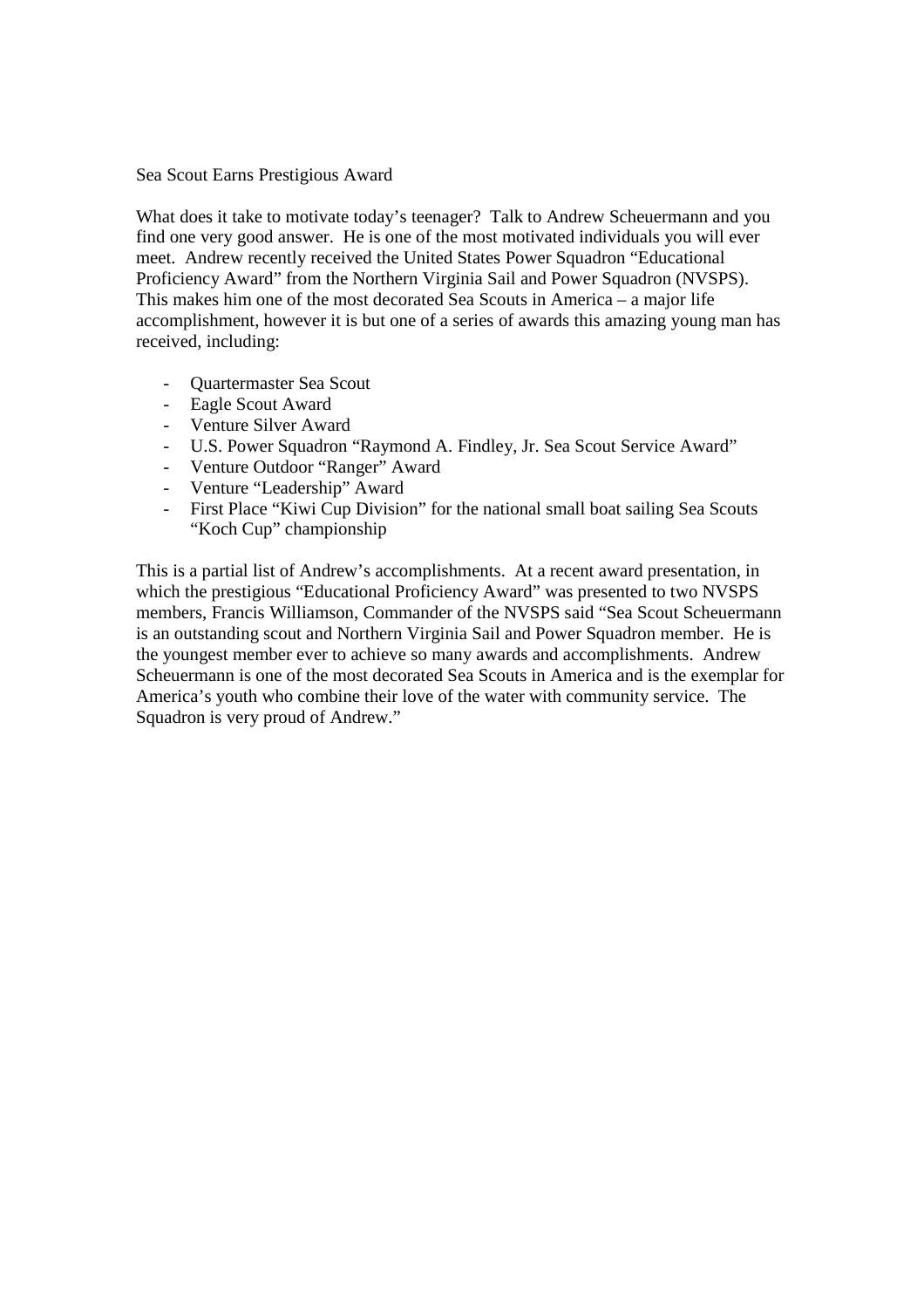# Sea Scout Earns Prestigious Award

What does it take to motivate today's teenager? Talk to Andrew Scheuermann and you find one very good answer. He is one of the most motivated individuals you will ever meet. Andrew recently received the United States Power Squadron "Educational Proficiency Award" from the Northern Virginia Sail and Power Squadron (NVSPS). This makes him one of the most decorated Sea Scouts in America – a major life accomplishment, however it is but one of a series of awards this amazing young man has received, including:

- Quartermaster Sea Scout
- Eagle Scout Award
- Venture Silver Award
- U.S. Power Squadron "Raymond A. Findley, Jr. Sea Scout Service Award"
- Venture Outdoor "Ranger" Award
- Venture "Leadership" Award
- First Place "Kiwi Cup Division" for the national small boat sailing Sea Scouts "Koch Cup" championship

This is a partial list of Andrew's accomplishments. At a recent award presentation, in which the prestigious "Educational Proficiency Award" was presented to two NVSPS members, Francis Williamson, Commander of the NVSPS said "Sea Scout Scheuermann is an outstanding scout and Northern Virginia Sail and Power Squadron member. He is the youngest member ever to achieve so many awards and accomplishments. Andrew Scheuermann is one of the most decorated Sea Scouts in America and is the exemplar for America's youth who combine their love of the water with community service. The Squadron is very proud of Andrew."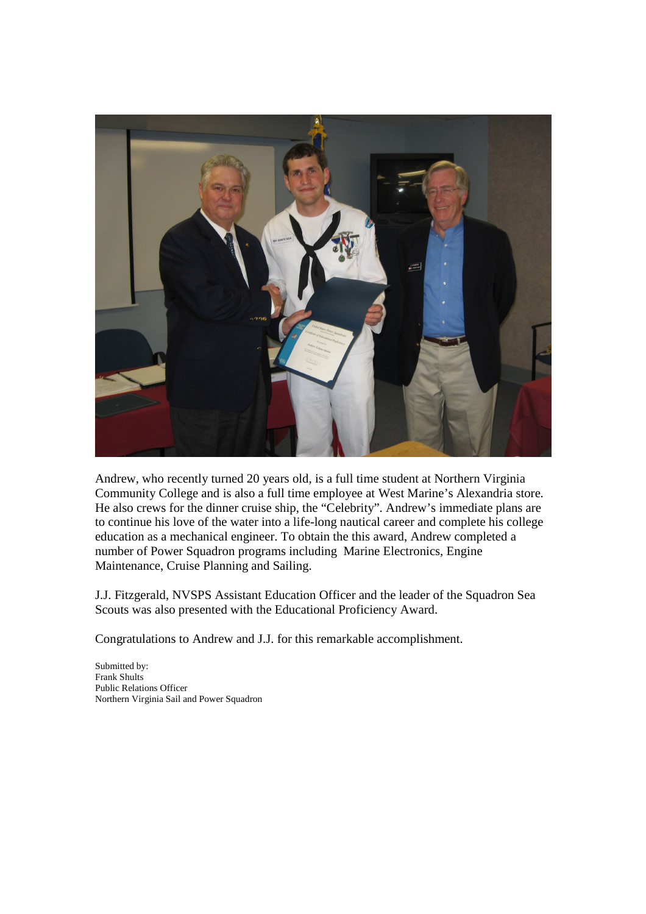Andrew, who recently turned 20 years old, is a full time student at Northern Virginia Community College and is also a full time employee at West Marine's Alexandria store. He also crews for the dinner cruise ship, the "Celebrity". Andrew's immediate plans are to continue his love of the water into a life-long nautical career and complete his college education as a mechanical engineer. To obtain the this award, Andrew completed a number of Power Squadron programs including Marine Electronics, Engine Maintenance, Cruise Planning and Sailing.

J.J. Fitzgerald, NVSPS Assistant Education Officer and the leader of the Squadron Sea Scouts was also presented with the Educational Proficiency Award.

Congratulations to Andrew and J.J. for this remarkable accomplishment.

Submitted by:
Frank Shults
Public Relations Officer
Northern Virginia Sail and Power Squadron